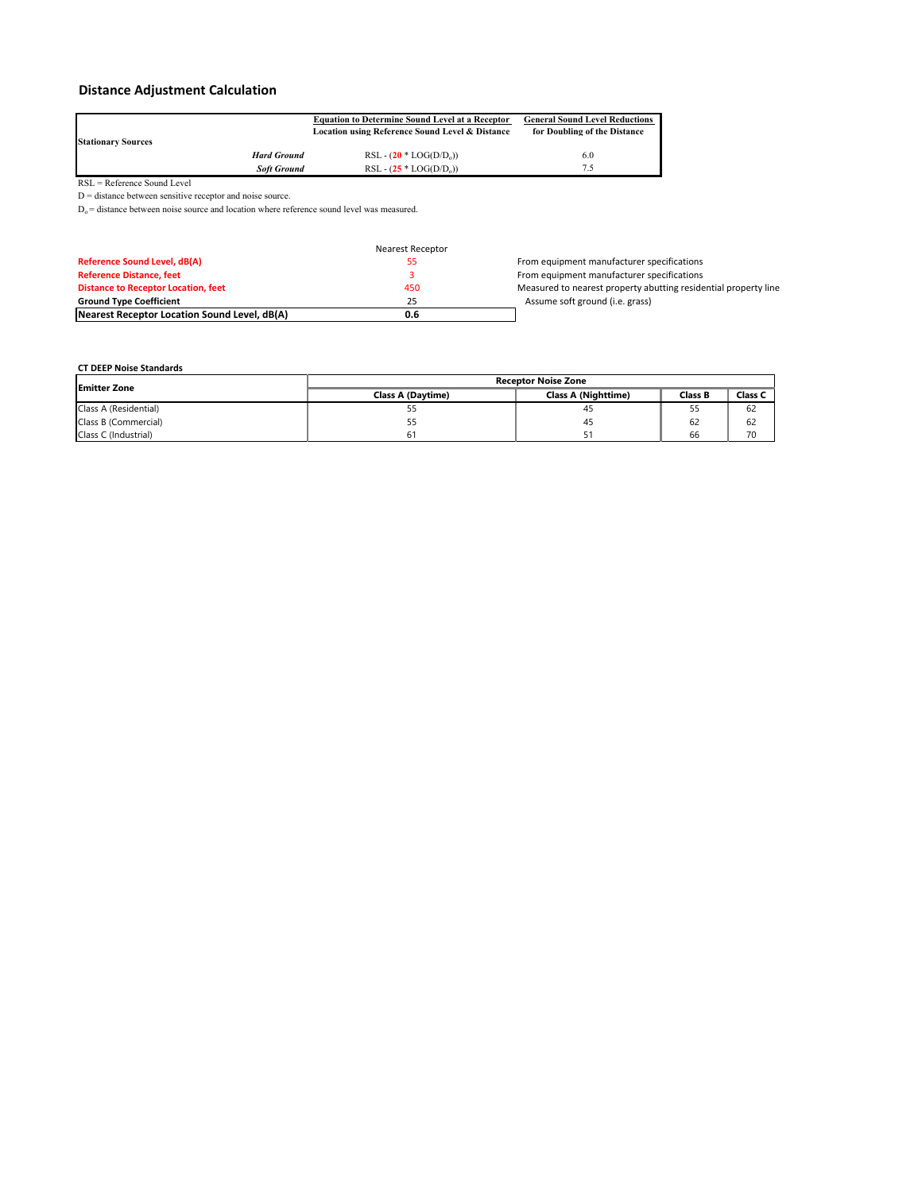## Distance Adjustment Calculation

| Stationary Sources | | Equation to Determine Sound Level at a Receptor Location using Reference Sound Level & Distance | General Sound Level Reductions for Doubling of the Distance |
|---|---|---|---|
| | ***Hard Ground*** | RSL - (**20** * LOG($D/D_o$)) | 6.0 |
| | ***Soft Ground*** | RSL - (**25** * LOG($D/D_o$)) | 7.5 |

RSL = Reference Sound Level

D = distance between sensitive receptor and noise source.

$D_o$ = distance between noise source and location where reference sound level was measured.

| | Nearest Receptor | |
|---|---|---|
| **Reference Sound Level, dB(A)** | 55 | From equipment manufacturer specifications |
| **Reference Distance, feet** | 3 | From equipment manufacturer specifications |
| **Distance to Receptor Location, feet** | 450 | Measured to nearest property abutting residential property line |
| **Ground Type Coefficient** | 25 | Assume soft ground (i.e. grass) |
| **Nearest Receptor Location Sound Level, dB(A)** | **0.6** | |

**CT DEEP Noise Standards**

| Emitter Zone | Receptor Noise Zone | | | |
|---|---|---|---|---|
| | **Class A (Daytime)** | **Class A (Nighttime)** | **Class B** | **Class C** |
| Class A (Residential) | 55 | 45 | 55 | 62 |
| Class B (Commercial) | 55 | 45 | 62 | 62 |
| Class C (Industrial) | 61 | 51 | 66 | 70 |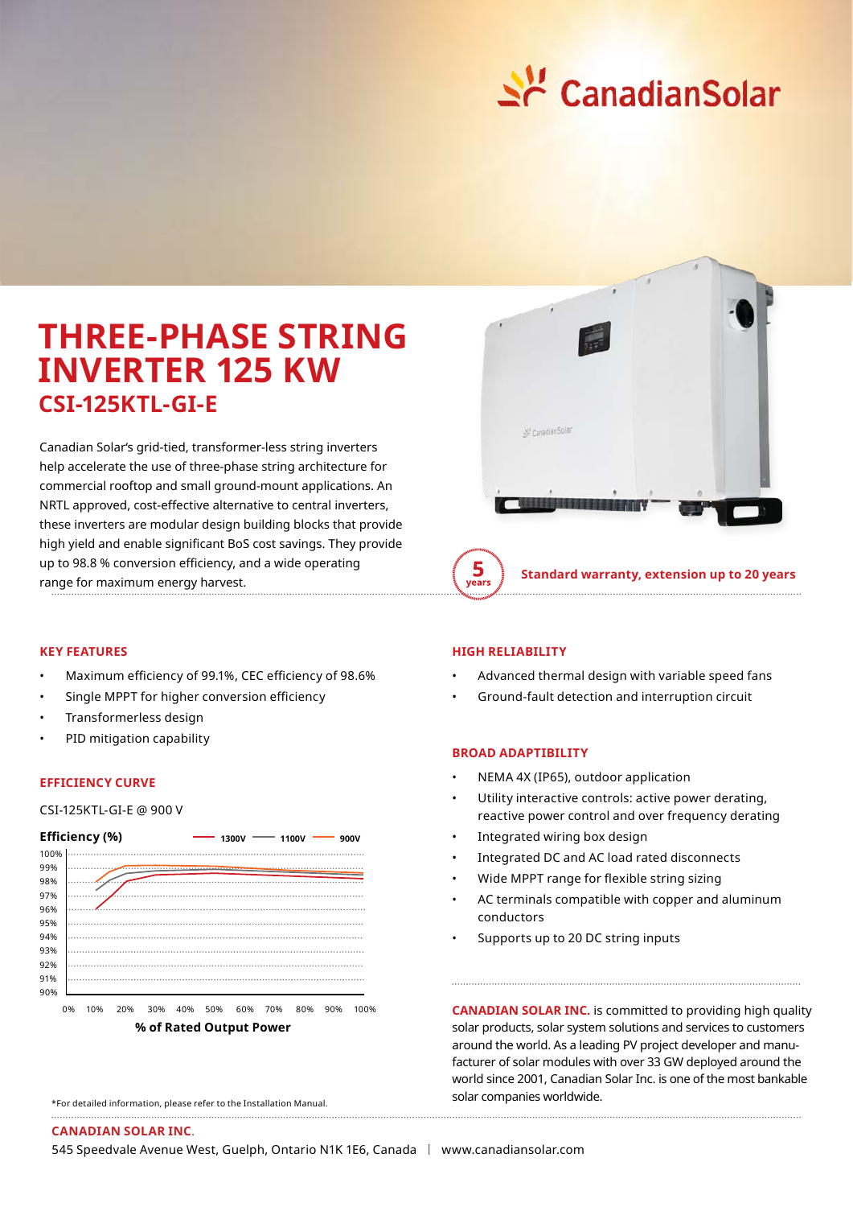# THREE-PHASE STRING INVERTER 125 KW

## CSI-125KTL-GI-E

Canadian Solar's grid-tied, transformer-less string inverters help accelerate the use of three-phase string architecture for commercial rooftop and small ground-mount applications. An NRTL approved, cost-effective alternative to central inverters, these inverters are modular design building blocks that provide high yield and enable significant BoS cost savings. They provide up to 98.8 % conversion efficiency, and a wide operating range for maximum energy harvest.

5 years

**Standard warranty, extension up to 20 years**

### KEY FEATURES

- Maximum efficiency of 99.1%, CEC efficiency of 98.6%
- Single MPPT for higher conversion efficiency
- Transformerless design
- PID mitigation capability

### EFFICIENCY CURVE

CSI-125KTL-GI-E @ 900 V

**Efficiency (%)** — 1300V — 1100V — 900V

100%, 99%, 98%, 97%, 96%, 95%, 94%, 93%, 92%, 91%, 90%

0% 10% 20% 30% 40% 50% 60% 70% 80% 90% 100%

**% of Rated Output Power**

*For detailed information, please refer to the Installation Manual.

### HIGH RELIABILITY

- Advanced thermal design with variable speed fans
- Ground-fault detection and interruption circuit

### BROAD ADAPTIBILITY

- NEMA 4X (IP65), outdoor application
- Utility interactive controls: active power derating, reactive power control and over frequency derating
- Integrated wiring box design
- Integrated DC and AC load rated disconnects
- Wide MPPT range for flexible string sizing
- AC terminals compatible with copper and aluminum conductors
- Supports up to 20 DC string inputs

**CANADIAN SOLAR INC.** is committed to providing high quality solar products, solar system solutions and services to customers around the world. As a leading PV project developer and manufacturer of solar modules with over 33 GW deployed around the world since 2001, Canadian Solar Inc. is one of the most bankable solar companies worldwide.

**CANADIAN SOLAR INC.**

545 Speedvale Avenue West, Guelph, Ontario N1K 1E6, Canada | www.canadiansolar.com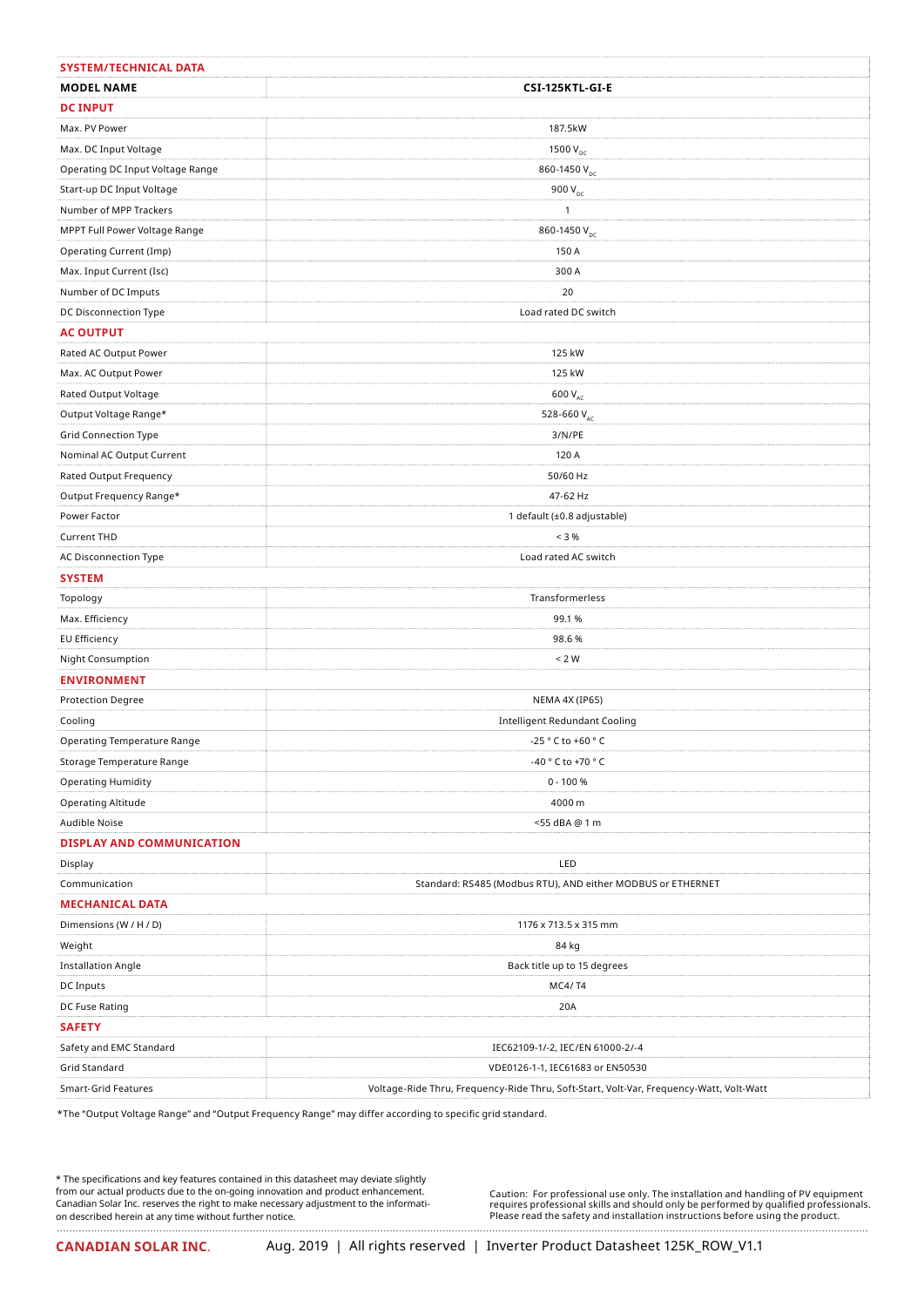| SYSTEM/TECHNICAL DATA | |
|---|---|
| **MODEL NAME** | **CSI-125KTL-GI-E** |
| **DC INPUT** | |
| Max. PV Power | 187.5kW |
| Max. DC Input Voltage | 1500 $V_{DC}$ |
| Operating DC Input Voltage Range | 860-1450 $V_{DC}$ |
| Start-up DC Input Voltage | 900 $V_{DC}$ |
| Number of MPP Trackers | 1 |
| MPPT Full Power Voltage Range | 860-1450 $V_{DC}$ |
| Operating Current (Imp) | 150 A |
| Max. Input Current (Isc) | 300 A |
| Number of DC Imputs | 20 |
| DC Disconnection Type | Load rated DC switch |
| **AC OUTPUT** | |
| Rated AC Output Power | 125 kW |
| Max. AC Output Power | 125 kW |
| Rated Output Voltage | 600 $V_{AC}$ |
| Output Voltage Range* | 528-660 $V_{AC}$ |
| Grid Connection Type | 3/N/PE |
| Nominal AC Output Current | 120 A |
| Rated Output Frequency | 50/60 Hz |
| Output Frequency Range* | 47-62 Hz |
| Power Factor | 1 default (±0.8 adjustable) |
| Current THD | < 3 % |
| AC Disconnection Type | Load rated AC switch |
| **SYSTEM** | |
| Topology | Transformerless |
| Max. Efficiency | 99.1 % |
| EU Efficiency | 98.6 % |
| Night Consumption | < 2 W |
| **ENVIRONMENT** | |
| Protection Degree | NEMA 4X (IP65) |
| Cooling | Intelligent Redundant Cooling |
| Operating Temperature Range | -25 ° C to +60 ° C |
| Storage Temperature Range | -40 ° C to +70 ° C |
| Operating Humidity | 0 - 100 % |
| Operating Altitude | 4000 m |
| Audible Noise | <55 dBA @ 1 m |
| **DISPLAY AND COMMUNICATION** | |
| Display | LED |
| Communication | Standard: RS485 (Modbus RTU), AND either MODBUS or ETHERNET |
| **MECHANICAL DATA** | |
| Dimensions (W / H / D) | 1176 x 713.5 x 315 mm |
| Weight | 84 kg |
| Installation Angle | Back title up to 15 degrees |
| DC Inputs | MC4/ T4 |
| DC Fuse Rating | 20A |
| **SAFETY** | |
| Safety and EMC Standard | IEC62109-1/-2, IEC/EN 61000-2/-4 |
| Grid Standard | VDE0126-1-1, IEC61683 or EN50530 |
| Smart-Grid Features | Voltage-Ride Thru, Frequency-Ride Thru, Soft-Start, Volt-Var, Frequency-Watt, Volt-Watt |

*The "Output Voltage Range" and "Output Frequency Range" may differ according to specific grid standard.

* The specifications and key features contained in this datasheet may deviate slightly from our actual products due to the on-going innovation and product enhancement. Canadian Solar Inc. reserves the right to make necessary adjustment to the informati-on described herein at any time without further notice.

Caution: For professional use only. The installation and handling of PV equipment requires professional skills and should only be performed by qualified professionals. Please read the safety and installation instructions before using the product.

**CANADIAN SOLAR INC.** Aug. 2019 | All rights reserved | Inverter Product Datasheet 125K_ROW_V1.1